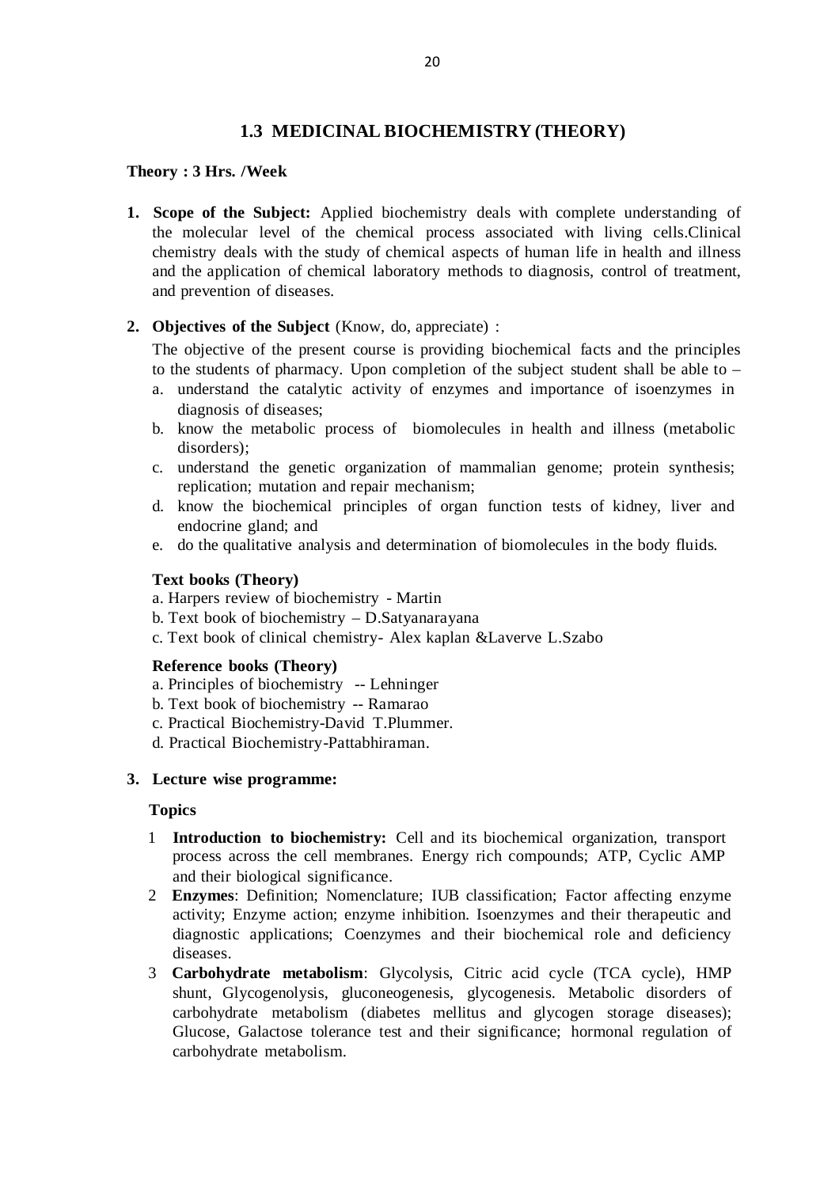## 1.3 MEDICINAL BIOCHEMISTRY (THEORY)

**Theory : 3 Hrs. /Week**

1. **Scope of the Subject:** Applied biochemistry deals with complete understanding of the molecular level of the chemical process associated with living cells.Clinical chemistry deals with the study of chemical aspects of human life in health and illness and the application of chemical laboratory methods to diagnosis, control of treatment, and prevention of diseases.

2. **Objectives of the Subject** (Know, do, appreciate) :

   The objective of the present course is providing biochemical facts and the principles to the students of pharmacy. Upon completion of the subject student shall be able to –

   a. understand the catalytic activity of enzymes and importance of isoenzymes in diagnosis of diseases;
   b. know the metabolic process of biomolecules in health and illness (metabolic disorders);
   c. understand the genetic organization of mammalian genome; protein synthesis; replication; mutation and repair mechanism;
   d. know the biochemical principles of organ function tests of kidney, liver and endocrine gland; and
   e. do the qualitative analysis and determination of biomolecules in the body fluids.

   **Text books (Theory)**

   a. Harpers review of biochemistry - Martin
   b. Text book of biochemistry – D.Satyanarayana
   c. Text book of clinical chemistry- Alex kaplan &Laverve L.Szabo

   **Reference books (Theory)**

   a. Principles of biochemistry -- Lehninger
   b. Text book of biochemistry -- Ramarao
   c. Practical Biochemistry-David T.Plummer.
   d. Practical Biochemistry-Pattabhiraman.

3. **Lecture wise programme:**

   **Topics**

   1. **Introduction to biochemistry:** Cell and its biochemical organization, transport process across the cell membranes. Energy rich compounds; ATP, Cyclic AMP and their biological significance.
   2. **Enzymes**: Definition; Nomenclature; IUB classification; Factor affecting enzyme activity; Enzyme action; enzyme inhibition. Isoenzymes and their therapeutic and diagnostic applications; Coenzymes and their biochemical role and deficiency diseases.
   3. **Carbohydrate metabolism**: Glycolysis, Citric acid cycle (TCA cycle), HMP shunt, Glycogenolysis, gluconeogenesis, glycogenesis. Metabolic disorders of carbohydrate metabolism (diabetes mellitus and glycogen storage diseases); Glucose, Galactose tolerance test and their significance; hormonal regulation of carbohydrate metabolism.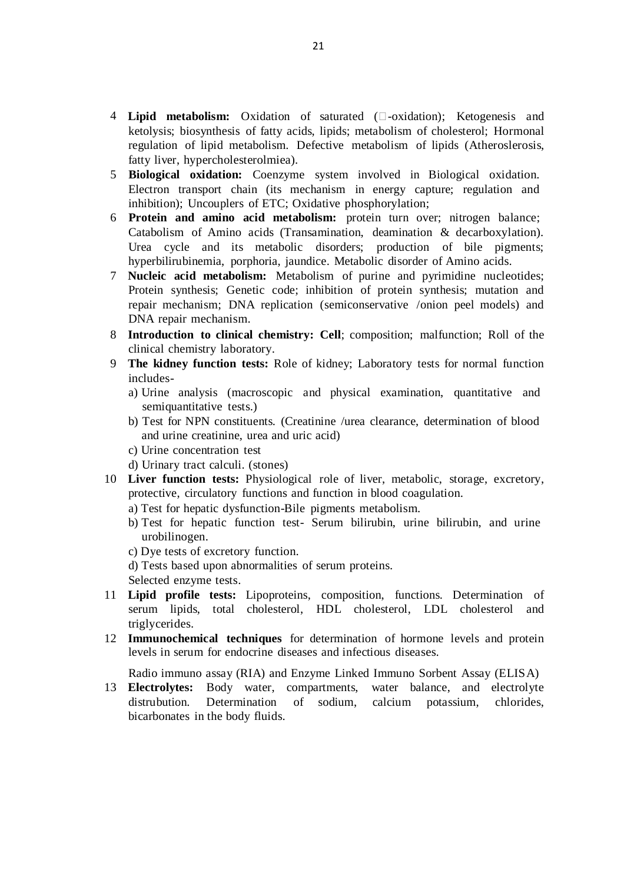4. **Lipid metabolism:** Oxidation of saturated (□-oxidation); Ketogenesis and ketolysis; biosynthesis of fatty acids, lipids; metabolism of cholesterol; Hormonal regulation of lipid metabolism. Defective metabolism of lipids (Atheroslerosis, fatty liver, hypercholesterolmiea).
5. **Biological oxidation:** Coenzyme system involved in Biological oxidation. Electron transport chain (its mechanism in energy capture; regulation and inhibition); Uncouplers of ETC; Oxidative phosphorylation;
6. **Protein and amino acid metabolism:** protein turn over; nitrogen balance; Catabolism of Amino acids (Transamination, deamination & decarboxylation). Urea cycle and its metabolic disorders; production of bile pigments; hyperbilirubinemia, porphoria, jaundice. Metabolic disorder of Amino acids.
7. **Nucleic acid metabolism:** Metabolism of purine and pyrimidine nucleotides; Protein synthesis; Genetic code; inhibition of protein synthesis; mutation and repair mechanism; DNA replication (semiconservative /onion peel models) and DNA repair mechanism.
8. **Introduction to clinical chemistry: Cell**; composition; malfunction; Roll of the clinical chemistry laboratory.
9. **The kidney function tests:** Role of kidney; Laboratory tests for normal function includes-
   a) Urine analysis (macroscopic and physical examination, quantitative and semiquantitative tests.)
   b) Test for NPN constituents. (Creatinine /urea clearance, determination of blood and urine creatinine, urea and uric acid)
   c) Urine concentration test
   d) Urinary tract calculi. (stones)
10. **Liver function tests:** Physiological role of liver, metabolic, storage, excretory, protective, circulatory functions and function in blood coagulation.
    a) Test for hepatic dysfunction-Bile pigments metabolism.
    b) Test for hepatic function test- Serum bilirubin, urine bilirubin, and urine urobilinogen.
    c) Dye tests of excretory function.
    d) Tests based upon abnormalities of serum proteins.
    Selected enzyme tests.
11. **Lipid profile tests:** Lipoproteins, composition, functions. Determination of serum lipids, total cholesterol, HDL cholesterol, LDL cholesterol and triglycerides.
12. **Immunochemical techniques** for determination of hormone levels and protein levels in serum for endocrine diseases and infectious diseases.

    Radio immuno assay (RIA) and Enzyme Linked Immuno Sorbent Assay (ELISA)
13. **Electrolytes:** Body water, compartments, water balance, and electrolyte distrubution. Determination of sodium, calcium potassium, chlorides, bicarbonates in the body fluids.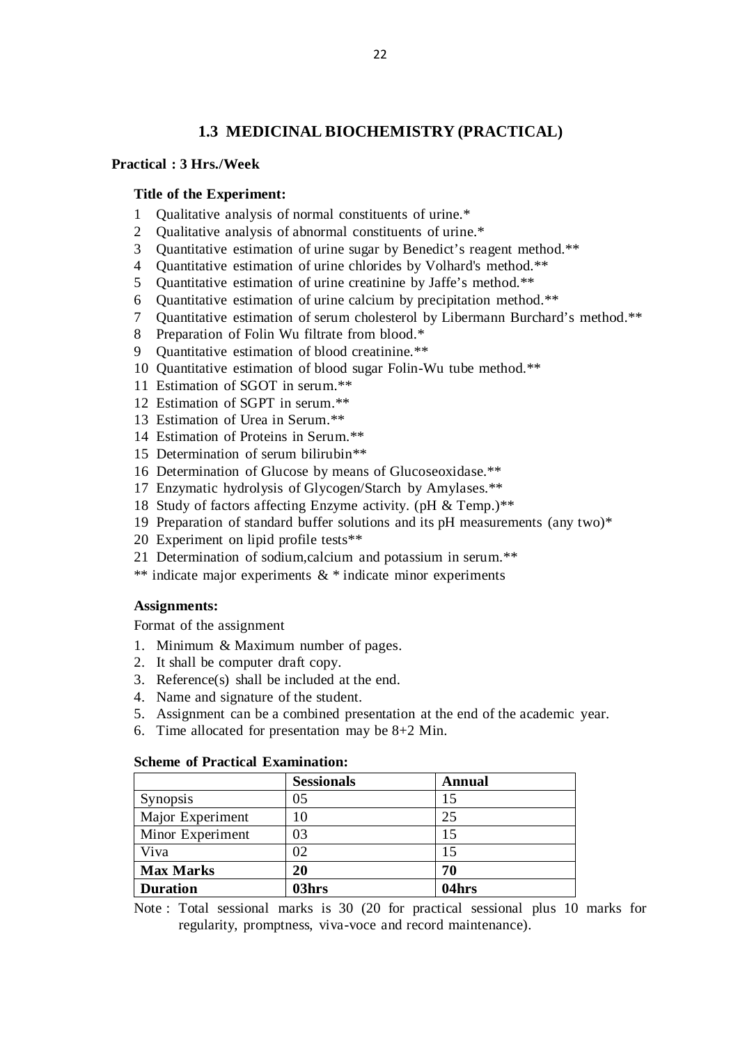## 1.3 MEDICINAL BIOCHEMISTRY (PRACTICAL)

**Practical : 3 Hrs./Week**

**Title of the Experiment:**

1 Qualitative analysis of normal constituents of urine.*
2 Qualitative analysis of abnormal constituents of urine.*
3 Quantitative estimation of urine sugar by Benedict's reagent method.**
4 Quantitative estimation of urine chlorides by Volhard's method.**
5 Quantitative estimation of urine creatinine by Jaffe's method.**
6 Quantitative estimation of urine calcium by precipitation method.**
7 Quantitative estimation of serum cholesterol by Libermann Burchard's method.**
8 Preparation of Folin Wu filtrate from blood.*
9 Quantitative estimation of blood creatinine.**
10 Quantitative estimation of blood sugar Folin-Wu tube method.**
11 Estimation of SGOT in serum.**
12 Estimation of SGPT in serum.**
13 Estimation of Urea in Serum.**
14 Estimation of Proteins in Serum.**
15 Determination of serum bilirubin**
16 Determination of Glucose by means of Glucoseoxidase.**
17 Enzymatic hydrolysis of Glycogen/Starch by Amylases.**
18 Study of factors affecting Enzyme activity. (pH & Temp.)**
19 Preparation of standard buffer solutions and its pH measurements (any two)*
20 Experiment on lipid profile tests**
21 Determination of sodium,calcium and potassium in serum.**

** indicate major experiments & * indicate minor experiments

**Assignments:**

Format of the assignment

1. Minimum & Maximum number of pages.
2. It shall be computer draft copy.
3. Reference(s) shall be included at the end.
4. Name and signature of the student.
5. Assignment can be a combined presentation at the end of the academic year.
6. Time allocated for presentation may be 8+2 Min.

**Scheme of Practical Examination:**

| | **Sessionals** | **Annual** |
|---|---|---|
| Synopsis | 05 | 15 |
| Major Experiment | 10 | 25 |
| Minor Experiment | 03 | 15 |
| Viva | 02 | 15 |
| **Max Marks** | **20** | **70** |
| **Duration** | **03hrs** | **04hrs** |

Note : Total sessional marks is 30 (20 for practical sessional plus 10 marks for regularity, promptness, viva-voce and record maintenance).